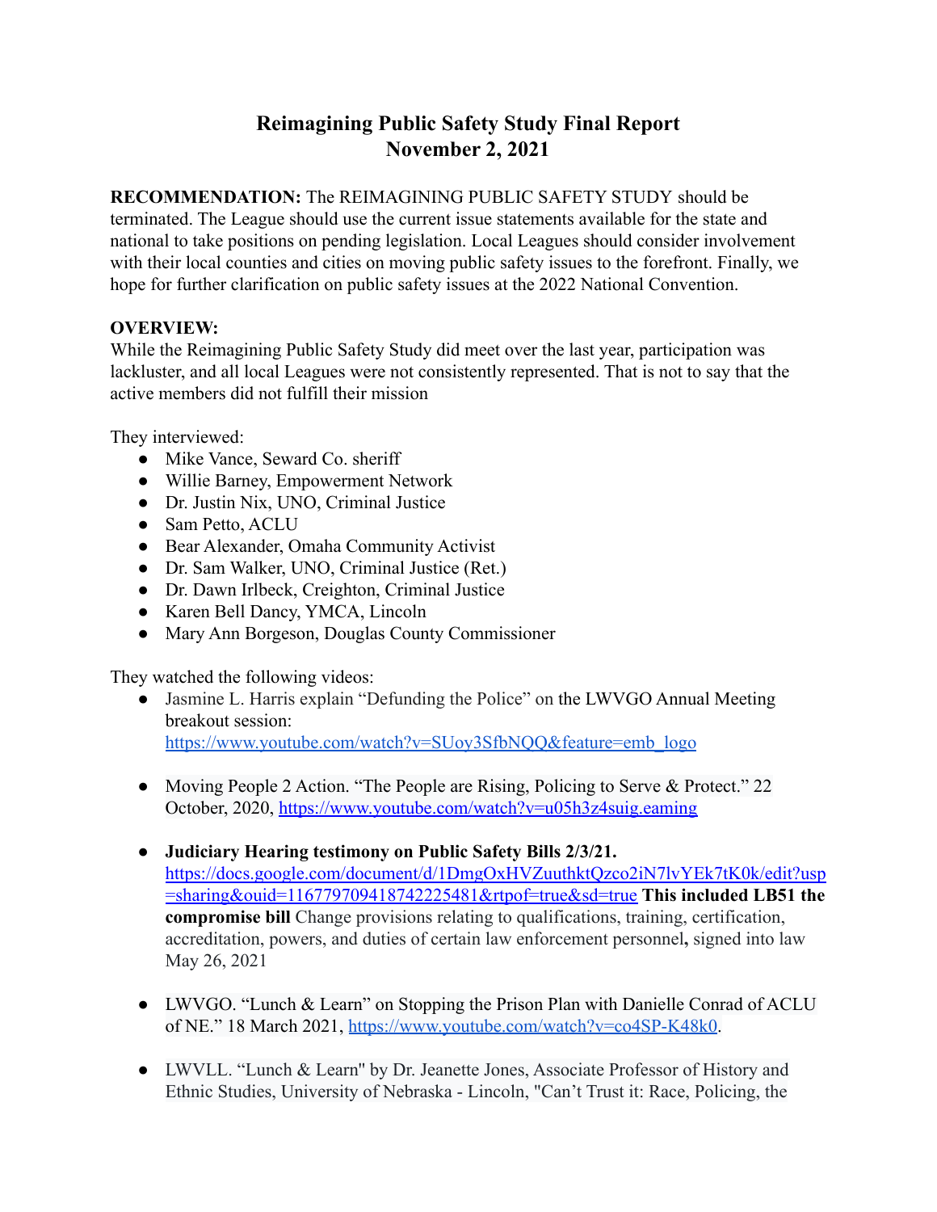# Reimagining Public Safety Study Final Report
## November 2, 2021

**RECOMMENDATION:** The REIMAGINING PUBLIC SAFETY STUDY should be terminated. The League should use the current issue statements available for the state and national to take positions on pending legislation. Local Leagues should consider involvement with their local counties and cities on moving public safety issues to the forefront. Finally, we hope for further clarification on public safety issues at the 2022 National Convention.

**OVERVIEW:**
While the Reimagining Public Safety Study did meet over the last year, participation was lackluster, and all local Leagues were not consistently represented. That is not to say that the active members did not fulfill their mission

They interviewed:

- Mike Vance, Seward Co. sheriff
- Willie Barney, Empowerment Network
- Dr. Justin Nix, UNO, Criminal Justice
- Sam Petto, ACLU
- Bear Alexander, Omaha Community Activist
- Dr. Sam Walker, UNO, Criminal Justice (Ret.)
- Dr. Dawn Irlbeck, Creighton, Criminal Justice
- Karen Bell Dancy, YMCA, Lincoln
- Mary Ann Borgeson, Douglas County Commissioner

They watched the following videos:

- Jasmine L. Harris explain "Defunding the Police" on the LWVGO Annual Meeting breakout session: https://www.youtube.com/watch?v=SUoy3SfbNQQ&feature=emb_logo
- Moving People 2 Action. "The People are Rising, Policing to Serve & Protect." 22 October, 2020, https://www.youtube.com/watch?v=u05h3z4suig.eaming
- **Judiciary Hearing testimony on Public Safety Bills 2/3/21.** https://docs.google.com/document/d/1DmgOxHVZuuthktQzco2iN7lvYEk7tK0k/edit?usp=sharing&ouid=116779709418742225481&rtpof=true&sd=true **This included LB51 the compromise bill** Change provisions relating to qualifications, training, certification, accreditation, powers, and duties of certain law enforcement personnel**,** signed into law May 26, 2021
- LWVGO. "Lunch & Learn" on Stopping the Prison Plan with Danielle Conrad of ACLU of NE." 18 March 2021, https://www.youtube.com/watch?v=co4SP-K48k0.
- LWVLL. "Lunch & Learn" by Dr. Jeanette Jones, Associate Professor of History and Ethnic Studies, University of Nebraska - Lincoln, "Can't Trust it: Race, Policing, the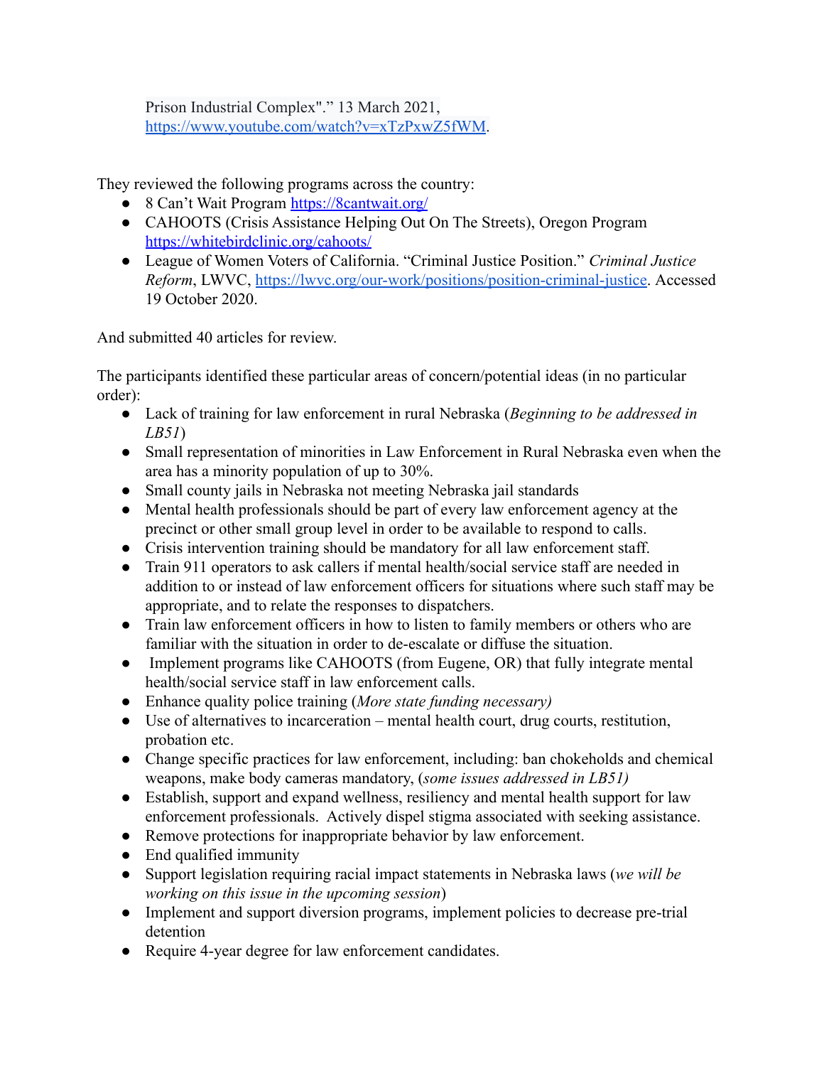Prison Industrial Complex"." 13 March 2021, https://www.youtube.com/watch?v=xTzPxwZ5fWM.

They reviewed the following programs across the country:

- 8 Can't Wait Program https://8cantwait.org/
- CAHOOTS (Crisis Assistance Helping Out On The Streets), Oregon Program https://whitebirdclinic.org/cahoots/
- League of Women Voters of California. "Criminal Justice Position." *Criminal Justice Reform*, LWVC, https://lwvc.org/our-work/positions/position-criminal-justice. Accessed 19 October 2020.

And submitted 40 articles for review.

The participants identified these particular areas of concern/potential ideas (in no particular order):

- Lack of training for law enforcement in rural Nebraska (*Beginning to be addressed in LB51*)
- Small representation of minorities in Law Enforcement in Rural Nebraska even when the area has a minority population of up to 30%.
- Small county jails in Nebraska not meeting Nebraska jail standards
- Mental health professionals should be part of every law enforcement agency at the precinct or other small group level in order to be available to respond to calls.
- Crisis intervention training should be mandatory for all law enforcement staff.
- Train 911 operators to ask callers if mental health/social service staff are needed in addition to or instead of law enforcement officers for situations where such staff may be appropriate, and to relate the responses to dispatchers.
- Train law enforcement officers in how to listen to family members or others who are familiar with the situation in order to de-escalate or diffuse the situation.
- Implement programs like CAHOOTS (from Eugene, OR) that fully integrate mental health/social service staff in law enforcement calls.
- Enhance quality police training (*More state funding necessary)*
- Use of alternatives to incarceration – mental health court, drug courts, restitution, probation etc.
- Change specific practices for law enforcement, including: ban chokeholds and chemical weapons, make body cameras mandatory, (*some issues addressed in LB51)*
- Establish, support and expand wellness, resiliency and mental health support for law enforcement professionals. Actively dispel stigma associated with seeking assistance.
- Remove protections for inappropriate behavior by law enforcement.
- End qualified immunity
- Support legislation requiring racial impact statements in Nebraska laws (*we will be working on this issue in the upcoming session*)
- Implement and support diversion programs, implement policies to decrease pre-trial detention
- Require 4-year degree for law enforcement candidates.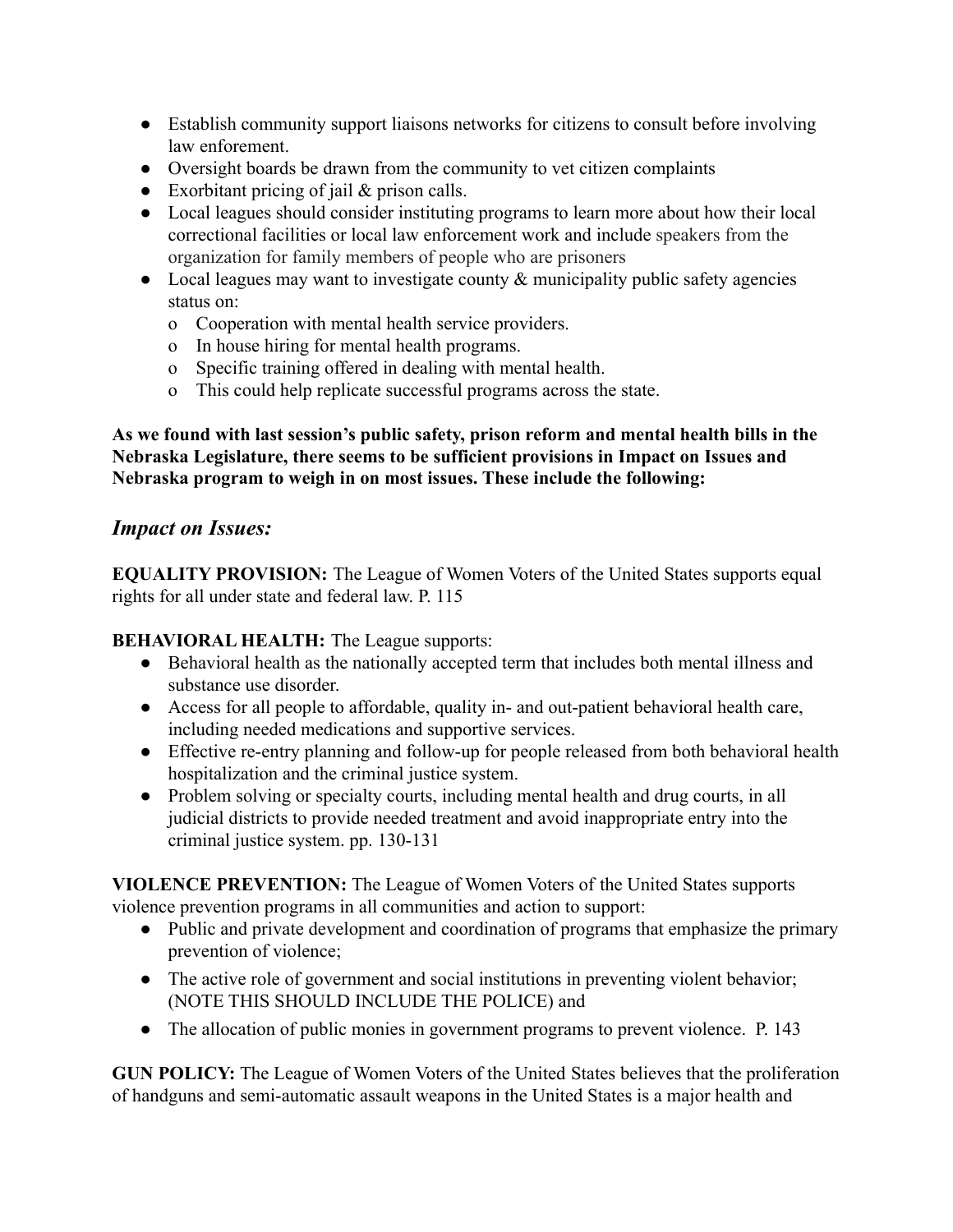- Establish community support liaisons networks for citizens to consult before involving law enforement.
- Oversight boards be drawn from the community to vet citizen complaints
- Exorbitant pricing of jail & prison calls.
- Local leagues should consider instituting programs to learn more about how their local correctional facilities or local law enforcement work and include speakers from the organization for family members of people who are prisoners
- Local leagues may want to investigate county & municipality public safety agencies status on:
  - Cooperation with mental health service providers.
  - In house hiring for mental health programs.
  - Specific training offered in dealing with mental health.
  - This could help replicate successful programs across the state.

**As we found with last session's public safety, prison reform and mental health bills in the Nebraska Legislature, there seems to be sufficient provisions in Impact on Issues and Nebraska program to weigh in on most issues. These include the following:**

## *Impact on Issues:*

**EQUALITY PROVISION:** The League of Women Voters of the United States supports equal rights for all under state and federal law. P. 115

**BEHAVIORAL HEALTH:** The League supports:

- Behavioral health as the nationally accepted term that includes both mental illness and substance use disorder.
- Access for all people to affordable, quality in- and out-patient behavioral health care, including needed medications and supportive services.
- Effective re-entry planning and follow-up for people released from both behavioral health hospitalization and the criminal justice system.
- Problem solving or specialty courts, including mental health and drug courts, in all judicial districts to provide needed treatment and avoid inappropriate entry into the criminal justice system. pp. 130-131

**VIOLENCE PREVENTION:** The League of Women Voters of the United States supports violence prevention programs in all communities and action to support:

- Public and private development and coordination of programs that emphasize the primary prevention of violence;
- The active role of government and social institutions in preventing violent behavior; (NOTE THIS SHOULD INCLUDE THE POLICE) and
- The allocation of public monies in government programs to prevent violence. P. 143

**GUN POLICY:** The League of Women Voters of the United States believes that the proliferation of handguns and semi-automatic assault weapons in the United States is a major health and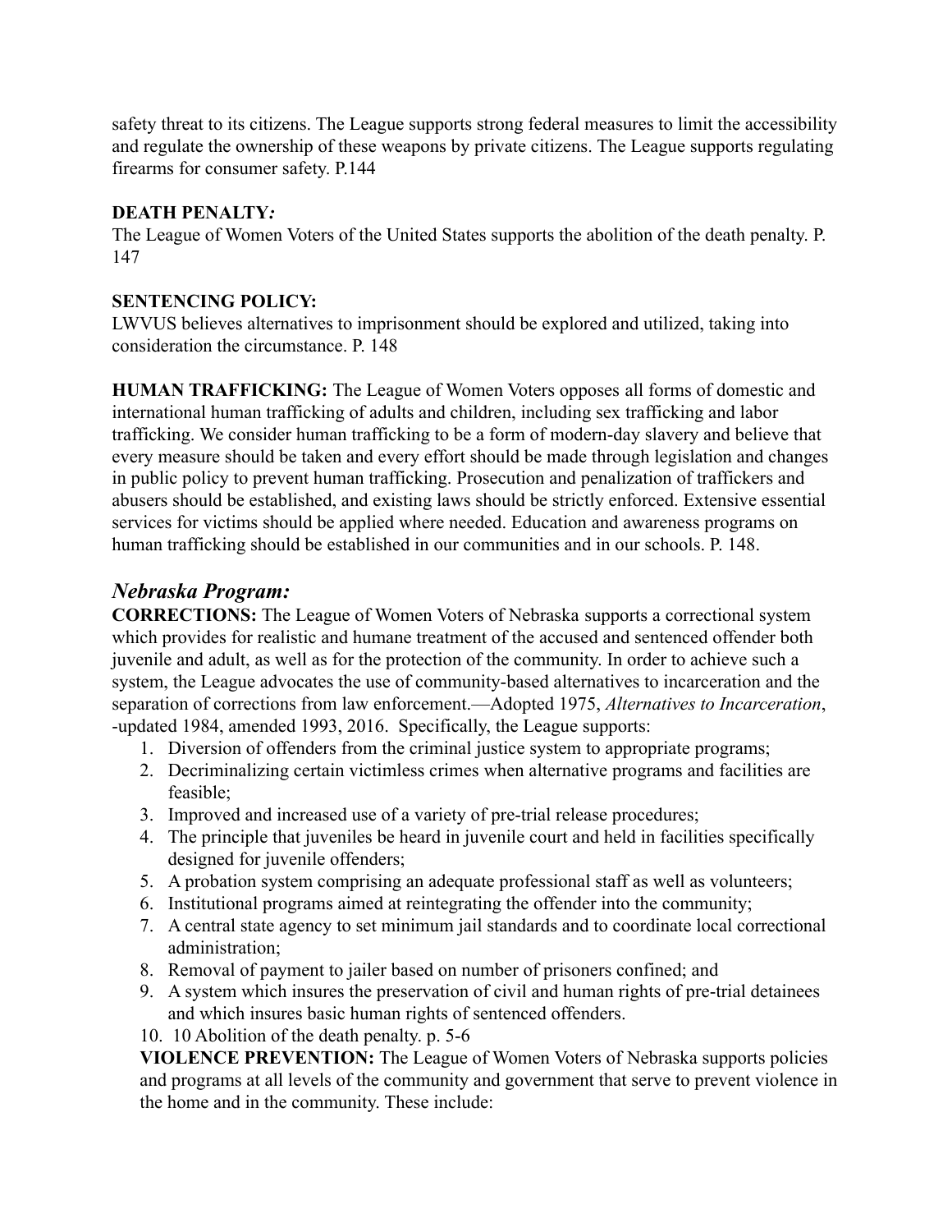safety threat to its citizens. The League supports strong federal measures to limit the accessibility and regulate the ownership of these weapons by private citizens. The League supports regulating firearms for consumer safety. P.144

**DEATH PENALTY*:***
The League of Women Voters of the United States supports the abolition of the death penalty. P. 147

**SENTENCING POLICY:**
LWVUS believes alternatives to imprisonment should be explored and utilized, taking into consideration the circumstance. P. 148

**HUMAN TRAFFICKING:** The League of Women Voters opposes all forms of domestic and international human trafficking of adults and children, including sex trafficking and labor trafficking. We consider human trafficking to be a form of modern-day slavery and believe that every measure should be taken and every effort should be made through legislation and changes in public policy to prevent human trafficking. Prosecution and penalization of traffickers and abusers should be established, and existing laws should be strictly enforced. Extensive essential services for victims should be applied where needed. Education and awareness programs on human trafficking should be established in our communities and in our schools. P. 148.

## *Nebraska Program:*

**CORRECTIONS:** The League of Women Voters of Nebraska supports a correctional system which provides for realistic and humane treatment of the accused and sentenced offender both juvenile and adult, as well as for the protection of the community. In order to achieve such a system, the League advocates the use of community-based alternatives to incarceration and the separation of corrections from law enforcement.—Adopted 1975, *Alternatives to Incarceration*, -updated 1984, amended 1993, 2016. Specifically, the League supports:

1. Diversion of offenders from the criminal justice system to appropriate programs;
2. Decriminalizing certain victimless crimes when alternative programs and facilities are feasible;
3. Improved and increased use of a variety of pre-trial release procedures;
4. The principle that juveniles be heard in juvenile court and held in facilities specifically designed for juvenile offenders;
5. A probation system comprising an adequate professional staff as well as volunteers;
6. Institutional programs aimed at reintegrating the offender into the community;
7. A central state agency to set minimum jail standards and to coordinate local correctional administration;
8. Removal of payment to jailer based on number of prisoners confined; and
9. A system which insures the preservation of civil and human rights of pre-trial detainees and which insures basic human rights of sentenced offenders.
10. 10 Abolition of the death penalty. p. 5-6

**VIOLENCE PREVENTION:** The League of Women Voters of Nebraska supports policies and programs at all levels of the community and government that serve to prevent violence in the home and in the community. These include: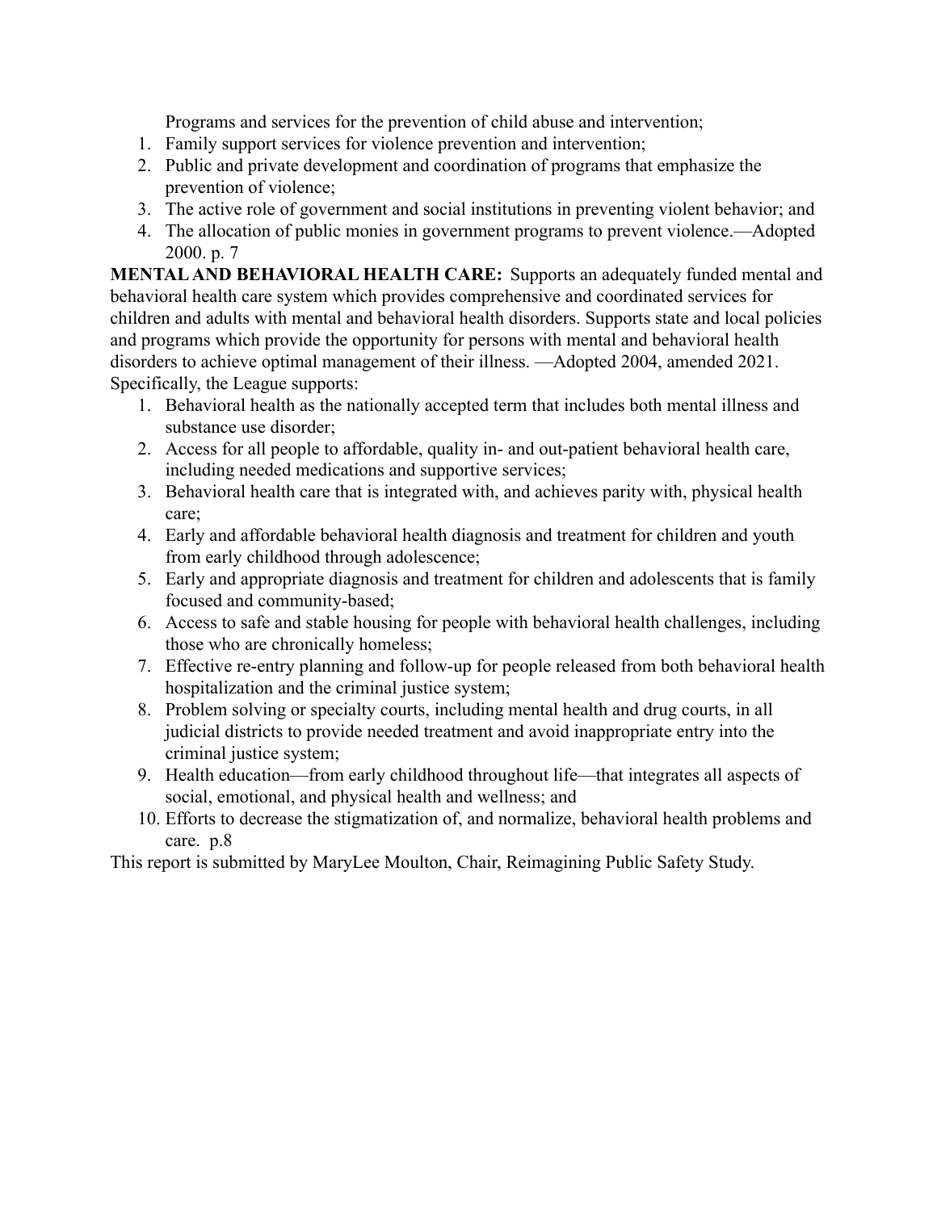Programs and services for the prevention of child abuse and intervention;

1. Family support services for violence prevention and intervention;
2. Public and private development and coordination of programs that emphasize the prevention of violence;
3. The active role of government and social institutions in preventing violent behavior; and
4. The allocation of public monies in government programs to prevent violence.—Adopted 2000. p. 7

**MENTAL AND BEHAVIORAL HEALTH CARE:** Supports an adequately funded mental and behavioral health care system which provides comprehensive and coordinated services for children and adults with mental and behavioral health disorders. Supports state and local policies and programs which provide the opportunity for persons with mental and behavioral health disorders to achieve optimal management of their illness. —Adopted 2004, amended 2021. Specifically, the League supports:

1. Behavioral health as the nationally accepted term that includes both mental illness and substance use disorder;
2. Access for all people to affordable, quality in- and out-patient behavioral health care, including needed medications and supportive services;
3. Behavioral health care that is integrated with, and achieves parity with, physical health care;
4. Early and affordable behavioral health diagnosis and treatment for children and youth from early childhood through adolescence;
5. Early and appropriate diagnosis and treatment for children and adolescents that is family focused and community-based;
6. Access to safe and stable housing for people with behavioral health challenges, including those who are chronically homeless;
7. Effective re-entry planning and follow-up for people released from both behavioral health hospitalization and the criminal justice system;
8. Problem solving or specialty courts, including mental health and drug courts, in all judicial districts to provide needed treatment and avoid inappropriate entry into the criminal justice system;
9. Health education—from early childhood throughout life—that integrates all aspects of social, emotional, and physical health and wellness; and
10. Efforts to decrease the stigmatization of, and normalize, behavioral health problems and care. p.8

This report is submitted by MaryLee Moulton, Chair, Reimagining Public Safety Study.